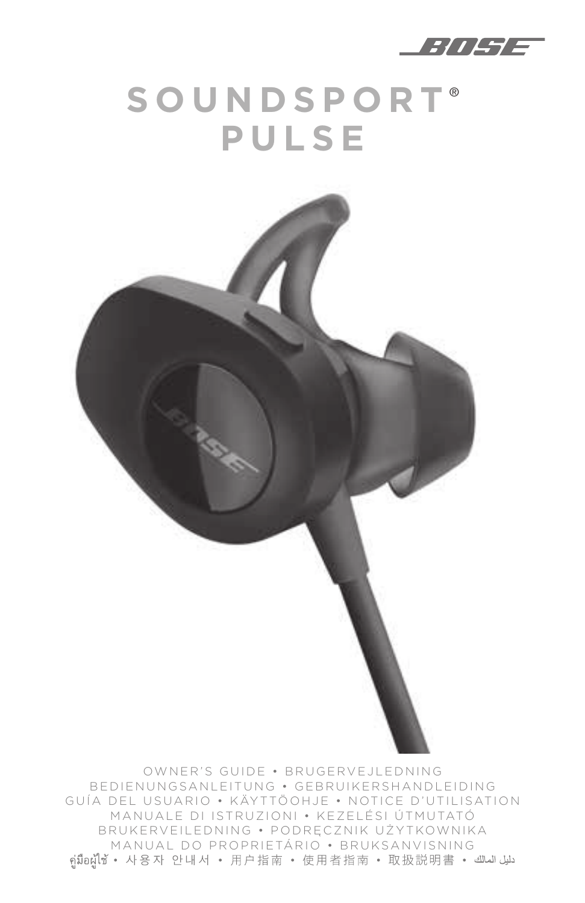BOSE

# SOUNDSPORT®
# PULSE

OWNER'S GUIDE • BRUGERVEJLEDNING
BEDIENUNGSANLEITUNG • GEBRUIKERSHANDLEIDING
GUÍA DEL USUARIO • KÄYTTÖOHJE • NOTICE D'UTILISATION
MANUALE DI ISTRUZIONI • KEZELÉSI ÚTMUTATÓ
BRUKERVEILEDNING • PODRĘCZNIK UŻYTKOWNIKA
MANUAL DO PROPRIETÁRIO • BRUKSANVISNING
คู่มือผู้ใช้ • 사용자 안내서 • 用户指南 • 使用者指南 • 取扱説明書 • دليل المالك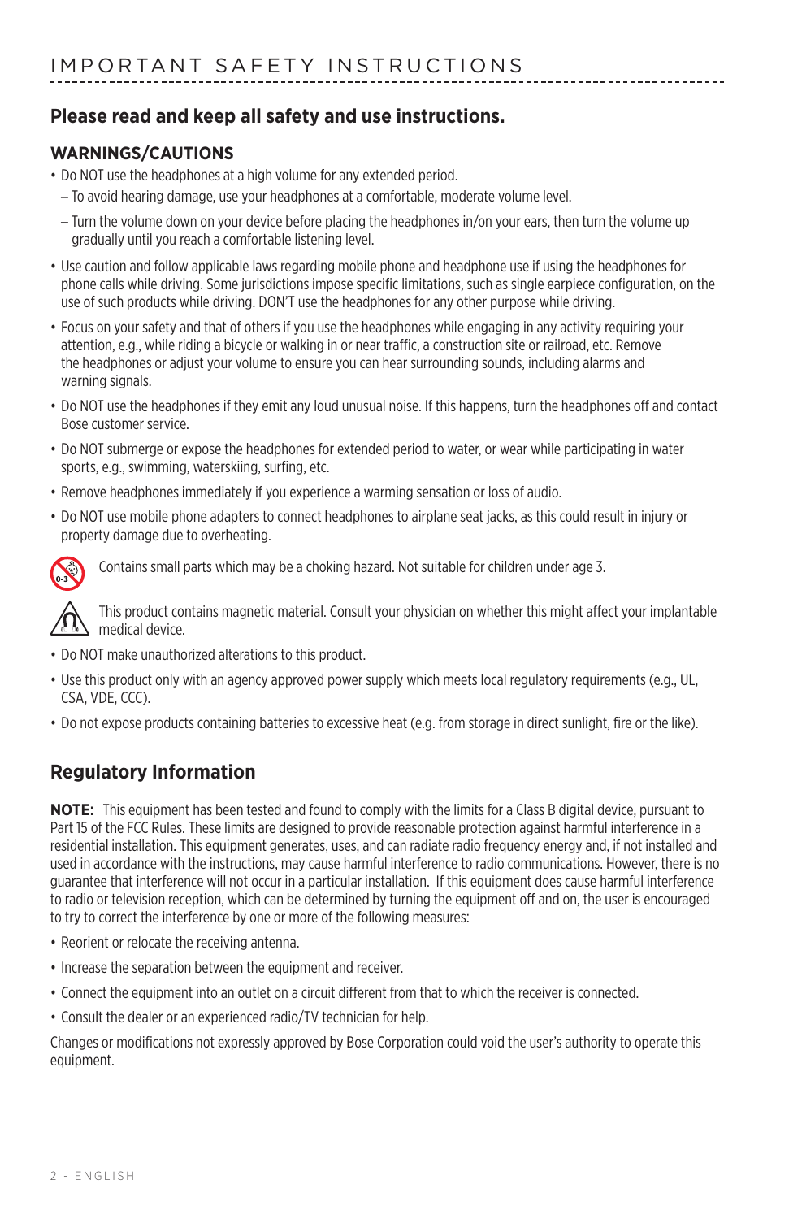# IMPORTANT SAFETY INSTRUCTIONS

## Please read and keep all safety and use instructions.

### WARNINGS/CAUTIONS

- Do NOT use the headphones at a high volume for any extended period.
  - To avoid hearing damage, use your headphones at a comfortable, moderate volume level.
  - Turn the volume down on your device before placing the headphones in/on your ears, then turn the volume up gradually until you reach a comfortable listening level.
- Use caution and follow applicable laws regarding mobile phone and headphone use if using the headphones for phone calls while driving. Some jurisdictions impose specific limitations, such as single earpiece configuration, on the use of such products while driving. DON'T use the headphones for any other purpose while driving.
- Focus on your safety and that of others if you use the headphones while engaging in any activity requiring your attention, e.g., while riding a bicycle or walking in or near traffic, a construction site or railroad, etc. Remove the headphones or adjust your volume to ensure you can hear surrounding sounds, including alarms and warning signals.
- Do NOT use the headphones if they emit any loud unusual noise. If this happens, turn the headphones off and contact Bose customer service.
- Do NOT submerge or expose the headphones for extended period to water, or wear while participating in water sports, e.g., swimming, waterskiing, surfing, etc.
- Remove headphones immediately if you experience a warming sensation or loss of audio.
- Do NOT use mobile phone adapters to connect headphones to airplane seat jacks, as this could result in injury or property damage due to overheating.

Contains small parts which may be a choking hazard. Not suitable for children under age 3.

This product contains magnetic material. Consult your physician on whether this might affect your implantable medical device.

- Do NOT make unauthorized alterations to this product.
- Use this product only with an agency approved power supply which meets local regulatory requirements (e.g., UL, CSA, VDE, CCC).
- Do not expose products containing batteries to excessive heat (e.g. from storage in direct sunlight, fire or the like).

## Regulatory Information

**NOTE:** This equipment has been tested and found to comply with the limits for a Class B digital device, pursuant to Part 15 of the FCC Rules. These limits are designed to provide reasonable protection against harmful interference in a residential installation. This equipment generates, uses, and can radiate radio frequency energy and, if not installed and used in accordance with the instructions, may cause harmful interference to radio communications. However, there is no guarantee that interference will not occur in a particular installation. If this equipment does cause harmful interference to radio or television reception, which can be determined by turning the equipment off and on, the user is encouraged to try to correct the interference by one or more of the following measures:

- Reorient or relocate the receiving antenna.
- Increase the separation between the equipment and receiver.
- Connect the equipment into an outlet on a circuit different from that to which the receiver is connected.
- Consult the dealer or an experienced radio/TV technician for help.

Changes or modifications not expressly approved by Bose Corporation could void the user's authority to operate this equipment.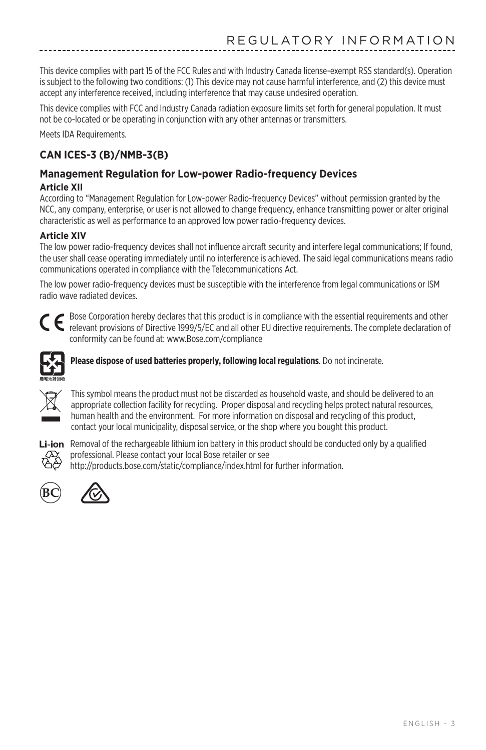# REGULATORY INFORMATION

This device complies with part 15 of the FCC Rules and with Industry Canada license-exempt RSS standard(s). Operation is subject to the following two conditions: (1) This device may not cause harmful interference, and (2) this device must accept any interference received, including interference that may cause undesired operation.

This device complies with FCC and Industry Canada radiation exposure limits set forth for general population. It must not be co-located or be operating in conjunction with any other antennas or transmitters.

Meets IDA Requirements.

## CAN ICES-3 (B)/NMB-3(B)

## Management Regulation for Low-power Radio-frequency Devices

### Article XII

According to "Management Regulation for Low-power Radio-frequency Devices" without permission granted by the NCC, any company, enterprise, or user is not allowed to change frequency, enhance transmitting power or alter original characteristic as well as performance to an approved low power radio-frequency devices.

### Article XIV

The low power radio-frequency devices shall not influence aircraft security and interfere legal communications; If found, the user shall cease operating immediately until no interference is achieved. The said legal communications means radio communications operated in compliance with the Telecommunications Act.

The low power radio-frequency devices must be susceptible with the interference from legal communications or ISM radio wave radiated devices.

Bose Corporation hereby declares that this product is in compliance with the essential requirements and other relevant provisions of Directive 1999/5/EC and all other EU directive requirements. The complete declaration of conformity can be found at: www.Bose.com/compliance

廢電池請回收

**Please dispose of used batteries properly, following local regulations**. Do not incinerate.

This symbol means the product must not be discarded as household waste, and should be delivered to an appropriate collection facility for recycling. Proper disposal and recycling helps protect natural resources, human health and the environment. For more information on disposal and recycling of this product, contact your local municipality, disposal service, or the shop where you bought this product.

Li-ion

Removal of the rechargeable lithium ion battery in this product should be conducted only by a qualified professional. Please contact your local Bose retailer or see http://products.bose.com/static/compliance/index.html for further information.

BC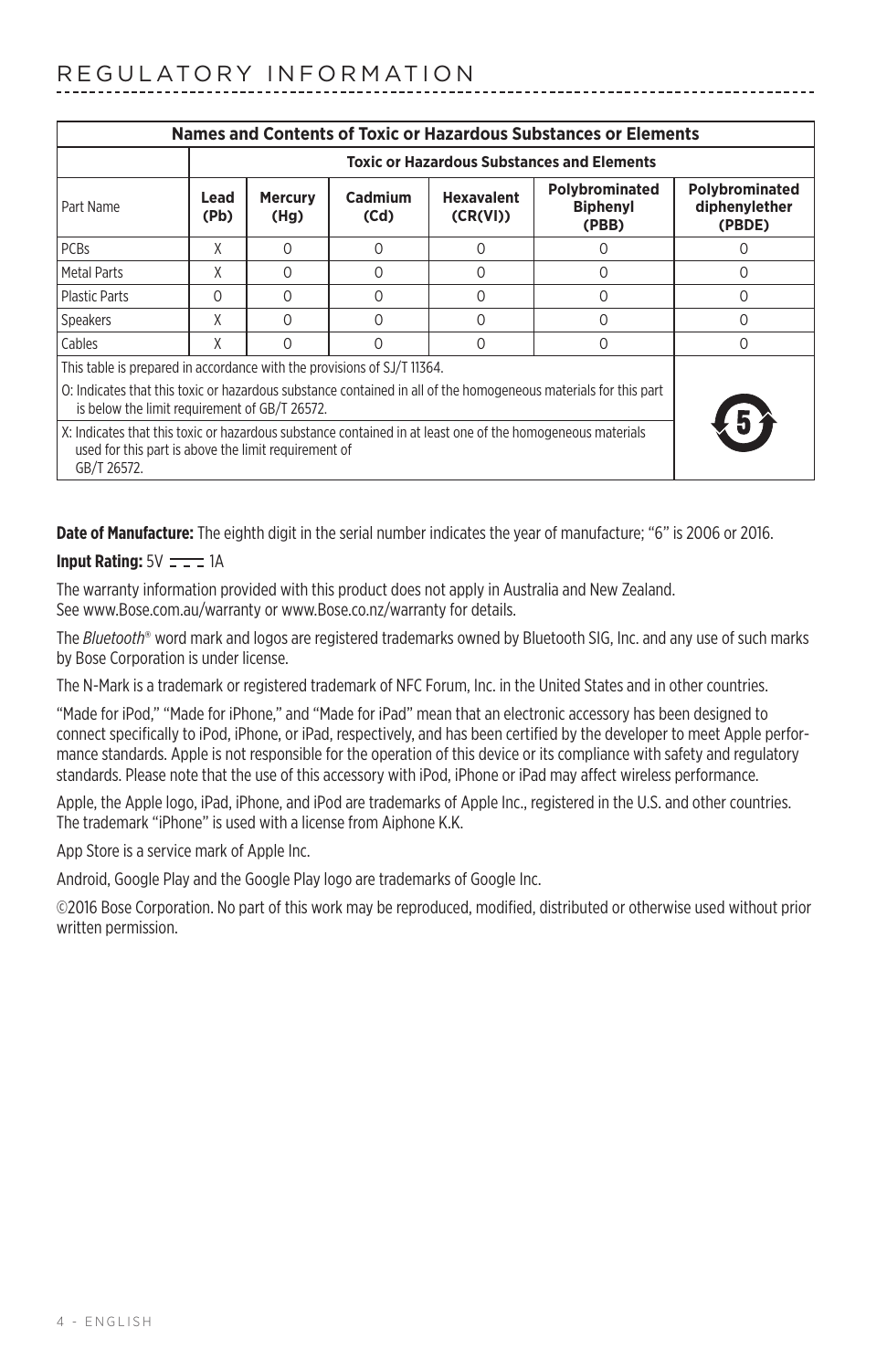# REGULATORY INFORMATION

| Names and Contents of Toxic or Hazardous Substances or Elements | | | | | | |
|---|---|---|---|---|---|---|
| | Toxic or Hazardous Substances and Elements | | | | | |
| Part Name | Lead (Pb) | Mercury (Hg) | Cadmium (Cd) | Hexavalent (CR(VI)) | Polybrominated Biphenyl (PBB) | Polybrominated diphenylether (PBDE) |
| PCBs | X | O | O | O | O | O |
| Metal Parts | X | O | O | O | O | O |
| Plastic Parts | O | O | O | O | O | O |
| Speakers | X | O | O | O | O | O |
| Cables | X | O | O | O | O | O |

This table is prepared in accordance with the provisions of SJ/T 11364.

O: Indicates that this toxic or hazardous substance contained in all of the homogeneous materials for this part is below the limit requirement of GB/T 26572.

X: Indicates that this toxic or hazardous substance contained in at least one of the homogeneous materials used for this part is above the limit requirement of GB/T 26572.

**Date of Manufacture:** The eighth digit in the serial number indicates the year of manufacture; "6" is 2006 or 2016.

**Input Rating:** 5V ⎓ 1A

The warranty information provided with this product does not apply in Australia and New Zealand. See www.Bose.com.au/warranty or www.Bose.co.nz/warranty for details.

The *Bluetooth*® word mark and logos are registered trademarks owned by Bluetooth SIG, Inc. and any use of such marks by Bose Corporation is under license.

The N-Mark is a trademark or registered trademark of NFC Forum, Inc. in the United States and in other countries.

"Made for iPod," "Made for iPhone," and "Made for iPad" mean that an electronic accessory has been designed to connect specifically to iPod, iPhone, or iPad, respectively, and has been certified by the developer to meet Apple performance standards. Apple is not responsible for the operation of this device or its compliance with safety and regulatory standards. Please note that the use of this accessory with iPod, iPhone or iPad may affect wireless performance.

Apple, the Apple logo, iPad, iPhone, and iPod are trademarks of Apple Inc., registered in the U.S. and other countries. The trademark "iPhone" is used with a license from Aiphone K.K.

App Store is a service mark of Apple Inc.

Android, Google Play and the Google Play logo are trademarks of Google Inc.

©2016 Bose Corporation. No part of this work may be reproduced, modified, distributed or otherwise used without prior written permission.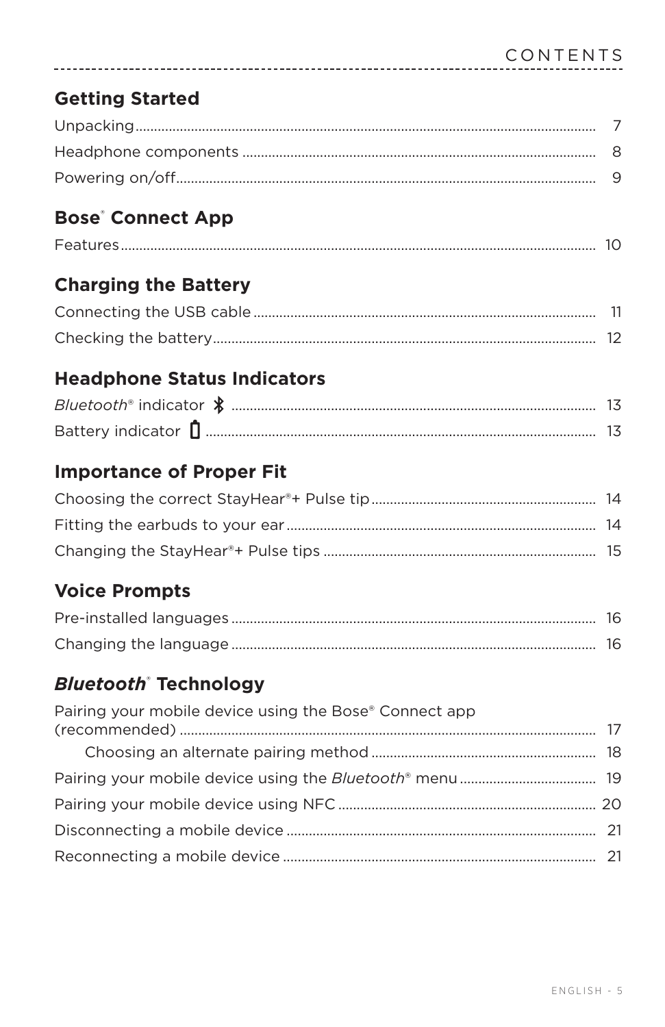# CONTENTS

## Getting Started

Unpacking ........................................ 7
Headphone components ........................................ 8
Powering on/off ........................................ 9

## Bose® Connect App

Features ........................................ 10

## Charging the Battery

Connecting the USB cable ........................................ 11
Checking the battery ........................................ 12

## Headphone Status Indicators

*Bluetooth*® indicator ........................................ 13
Battery indicator ........................................ 13

## Importance of Proper Fit

Choosing the correct StayHear®+ Pulse tip ........................................ 14
Fitting the earbuds to your ear ........................................ 14
Changing the StayHear®+ Pulse tips ........................................ 15

## Voice Prompts

Pre-installed languages ........................................ 16
Changing the language ........................................ 16

## *Bluetooth*® Technology

Pairing your mobile device using the Bose® Connect app (recommended) ........................................ 17
    Choosing an alternate pairing method ........................................ 18
Pairing your mobile device using the *Bluetooth*® menu ........................................ 19
Pairing your mobile device using NFC ........................................ 20
Disconnecting a mobile device ........................................ 21
Reconnecting a mobile device ........................................ 21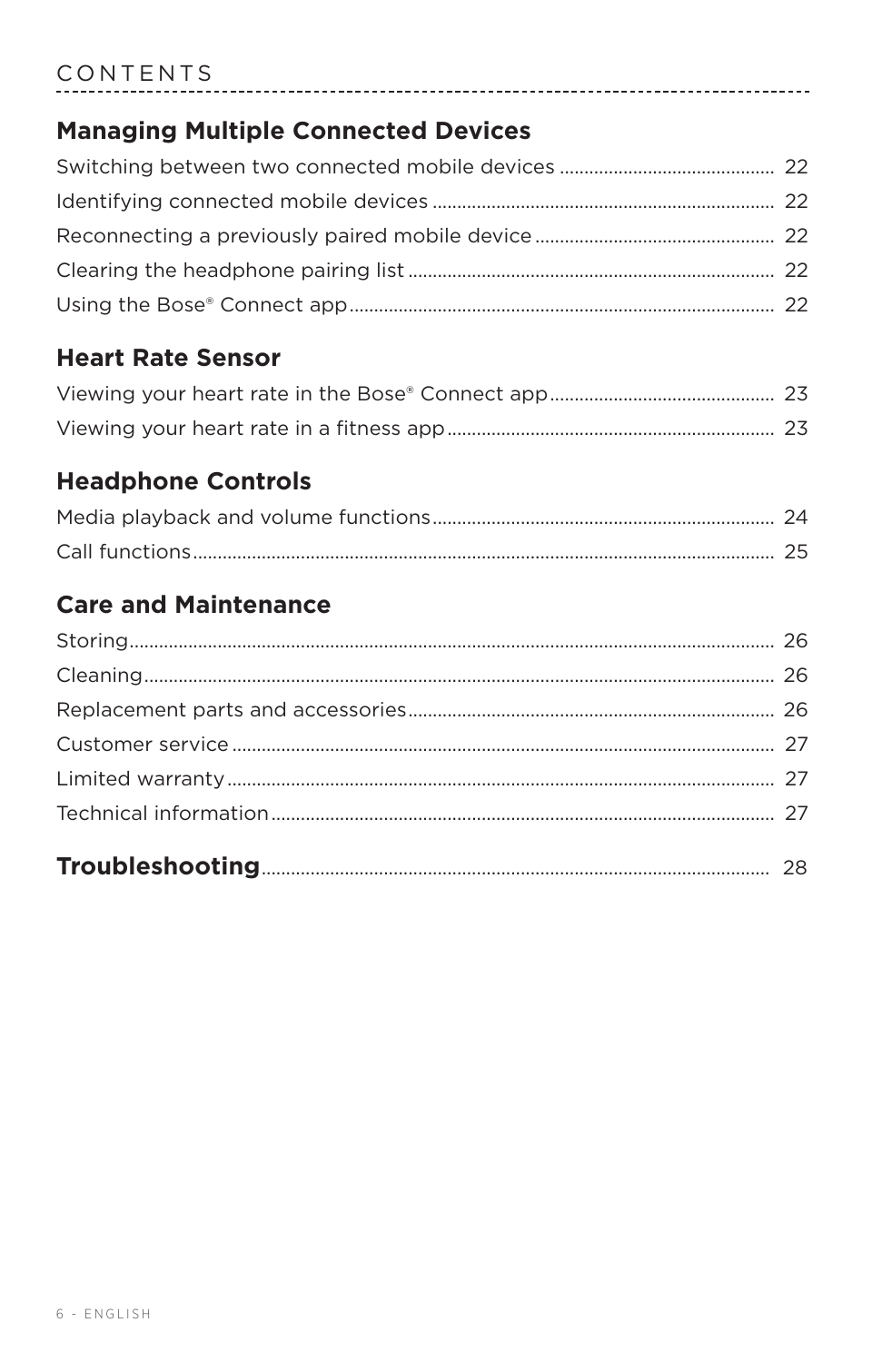CONTENTS

## Managing Multiple Connected Devices

Switching between two connected mobile devices ........................................... 22

Identifying connected mobile devices ..................................................................... 22

Reconnecting a previously paired mobile device ................................................ 22

Clearing the headphone pairing list .......................................................................... 22

Using the Bose® Connect app...................................................................................... 22

## Heart Rate Sensor

Viewing your heart rate in the Bose® Connect app............................................. 23

Viewing your heart rate in a fitness app.................................................................. 23

## Headphone Controls

Media playback and volume functions..................................................................... 24

Call functions...................................................................................................................... 25

## Care and Maintenance

Storing.................................................................................................................................. 26

Cleaning............................................................................................................................... 26

Replacement parts and accessories.......................................................................... 26

Customer service ............................................................................................................. 27

Limited warranty.............................................................................................................. 27

Technical information...................................................................................................... 27

## Troubleshooting...................................................................................................... 28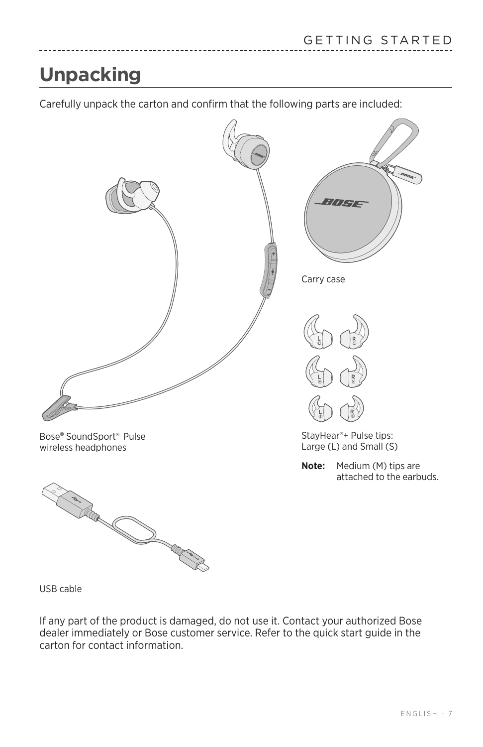# Unpacking

Carefully unpack the carton and confirm that the following parts are included:

Bose® SoundSport® Pulse wireless headphones

Carry case

StayHear®+ Pulse tips:
Large (L) and Small (S)

**Note:** Medium (M) tips are attached to the earbuds.

USB cable

If any part of the product is damaged, do not use it. Contact your authorized Bose dealer immediately or Bose customer service. Refer to the quick start guide in the carton for contact information.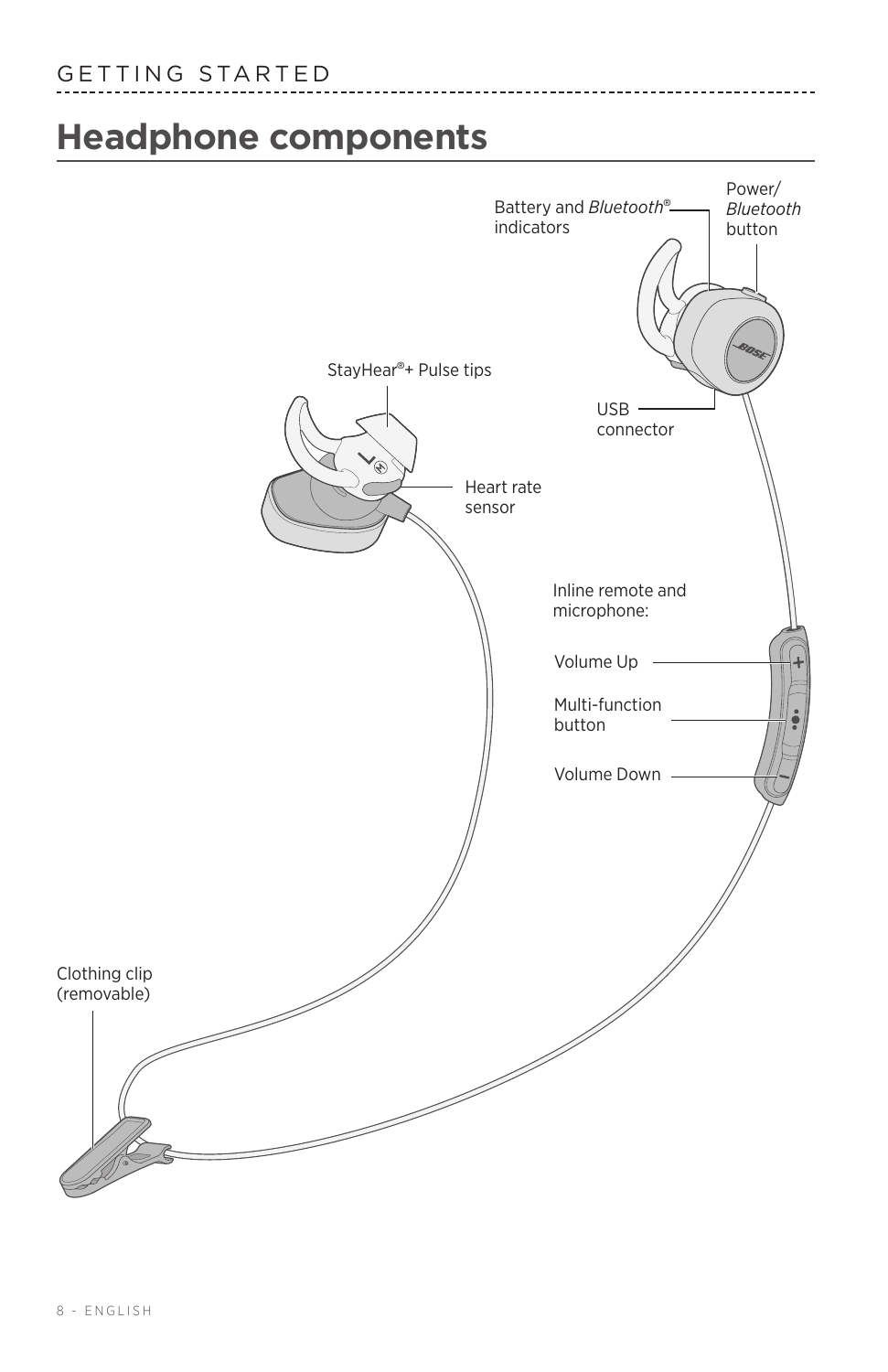# Headphone components

Battery and *Bluetooth*® indicators

Power/ *Bluetooth* button

StayHear®+ Pulse tips

USB connector

Heart rate sensor

Inline remote and microphone:

Volume Up

Multi-function button

Volume Down

Clothing clip (removable)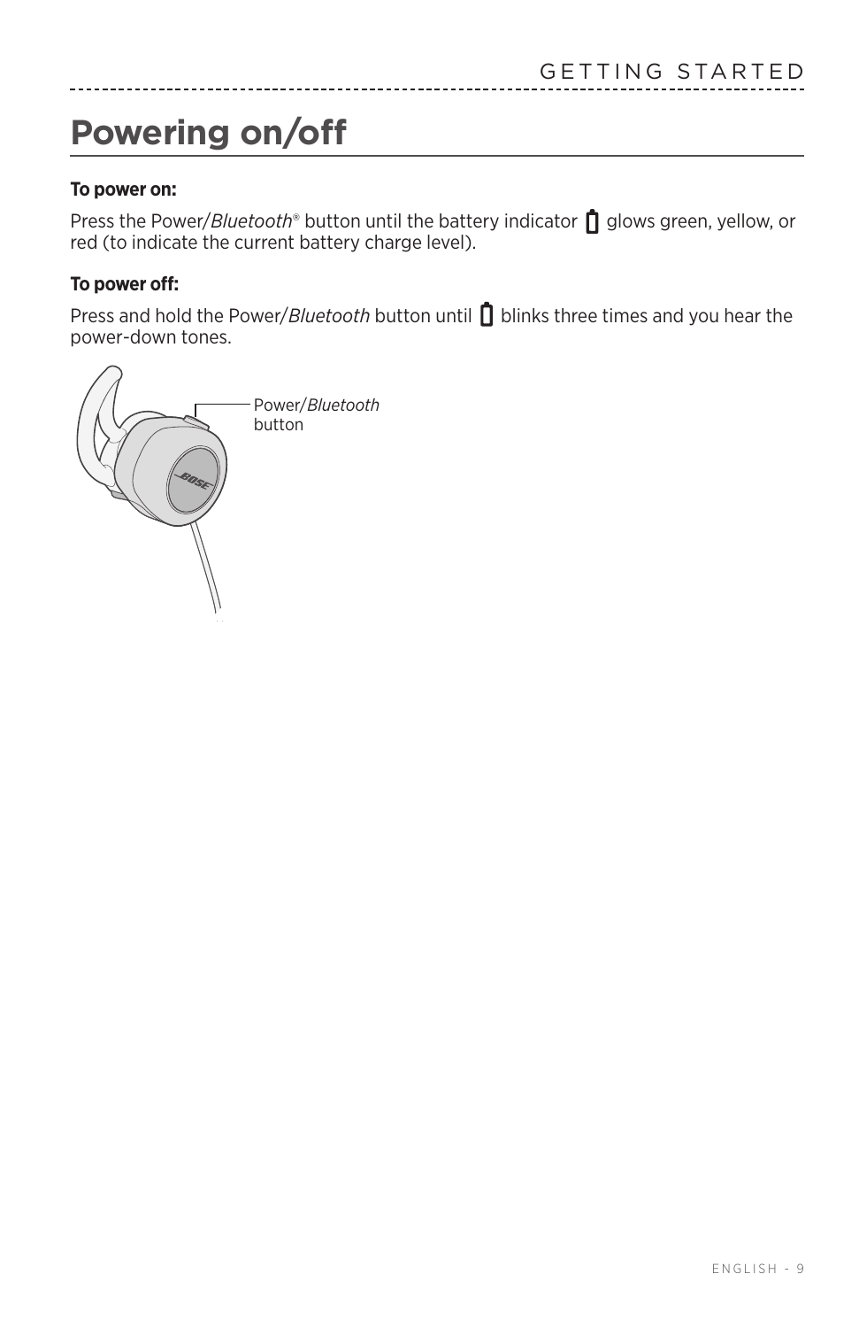# Powering on/off

**To power on:**

Press the Power/*Bluetooth*® button until the battery indicator glows green, yellow, or red (to indicate the current battery charge level).

**To power off:**

Press and hold the Power/*Bluetooth* button until blinks three times and you hear the power-down tones.

Power/*Bluetooth* button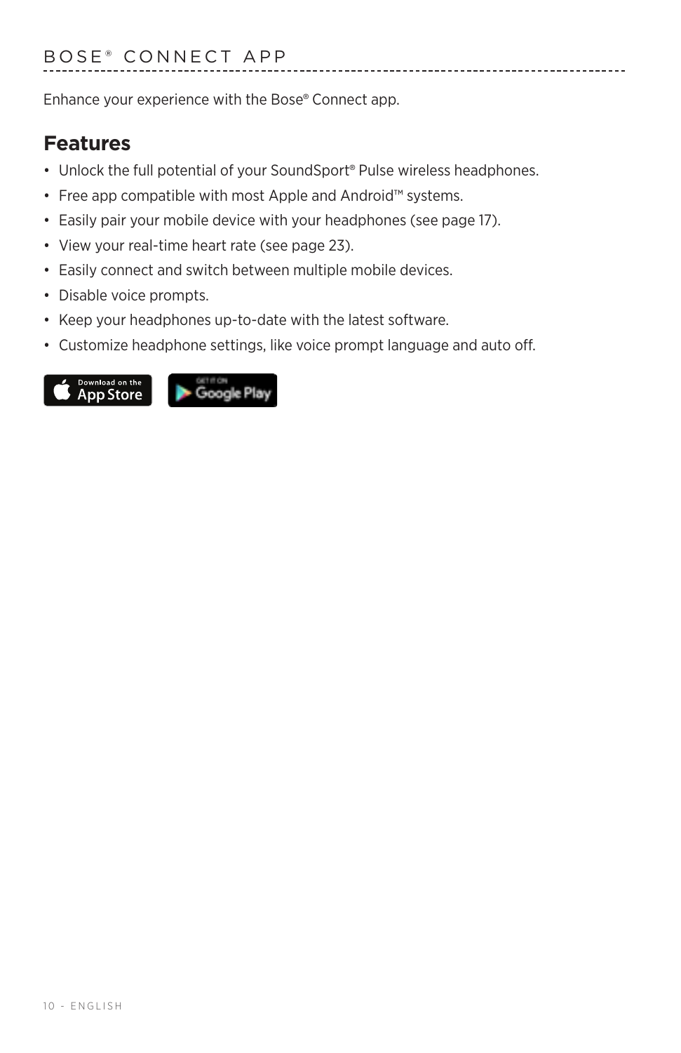# BOSE® CONNECT APP

Enhance your experience with the Bose® Connect app.

## Features

- Unlock the full potential of your SoundSport® Pulse wireless headphones.
- Free app compatible with most Apple and Android™ systems.
- Easily pair your mobile device with your headphones (see page 17).
- View your real-time heart rate (see page 23).
- Easily connect and switch between multiple mobile devices.
- Disable voice prompts.
- Keep your headphones up-to-date with the latest software.
- Customize headphone settings, like voice prompt language and auto off.

Download on the App Store    GET IT ON Google Play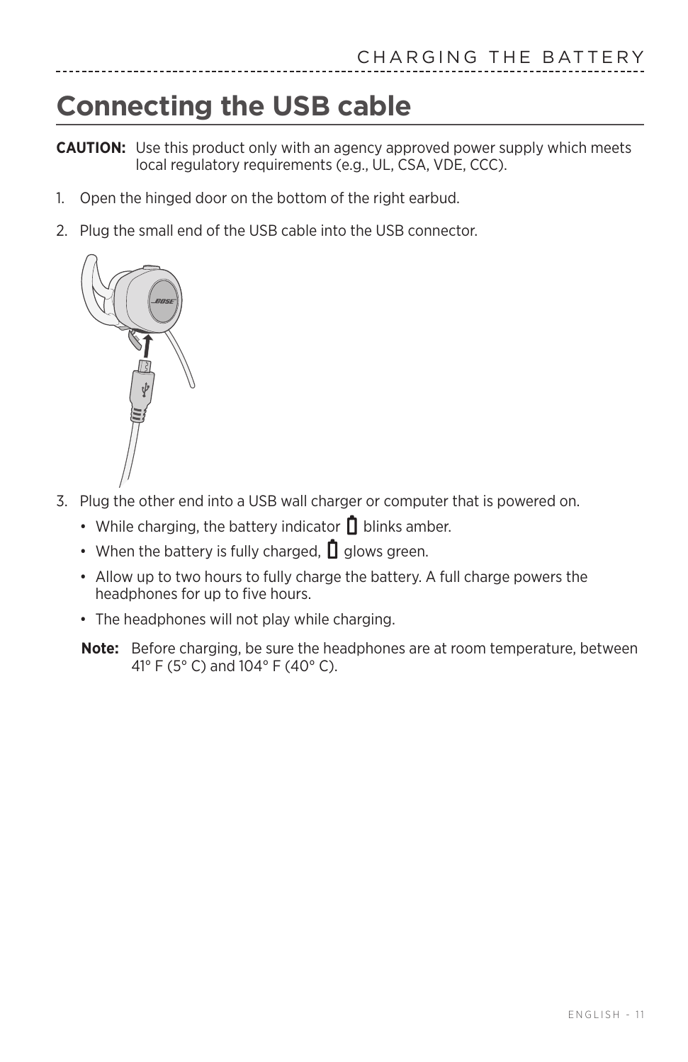# Connecting the USB cable

**CAUTION:** Use this product only with an agency approved power supply which meets local regulatory requirements (e.g., UL, CSA, VDE, CCC).

1. Open the hinged door on the bottom of the right earbud.
2. Plug the small end of the USB cable into the USB connector.
3. Plug the other end into a USB wall charger or computer that is powered on.
   - While charging, the battery indicator blinks amber.
   - When the battery is fully charged, glows green.
   - Allow up to two hours to fully charge the battery. A full charge powers the headphones for up to five hours.
   - The headphones will not play while charging.

   **Note:** Before charging, be sure the headphones are at room temperature, between 41° F (5° C) and 104° F (40° C).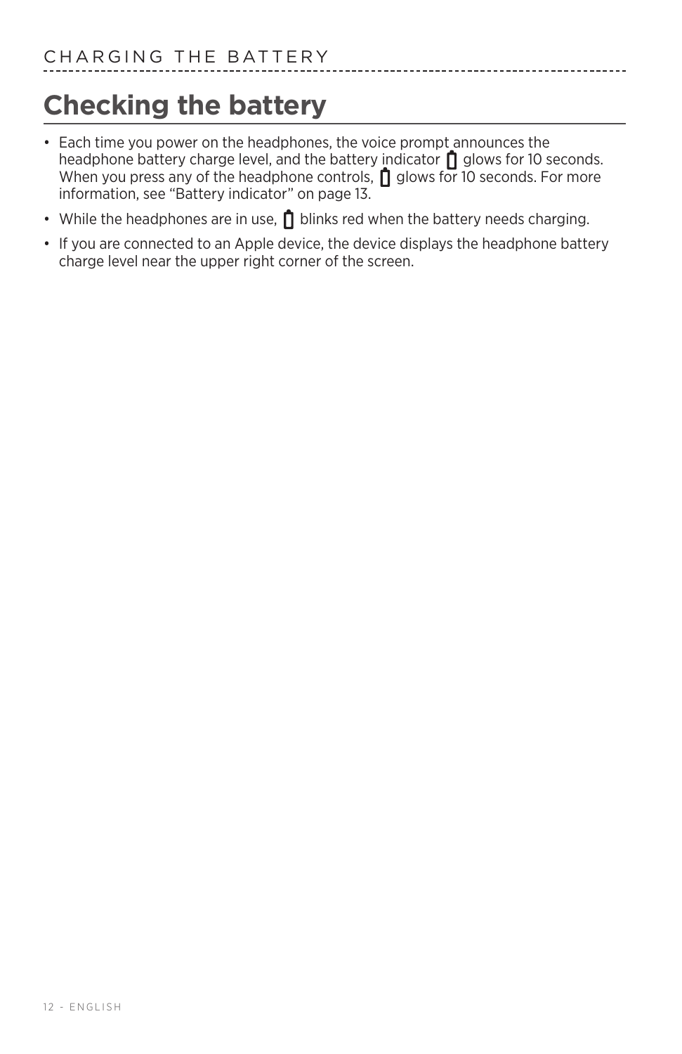# Checking the battery

- Each time you power on the headphones, the voice prompt announces the headphone battery charge level, and the battery indicator glows for 10 seconds. When you press any of the headphone controls, glows for 10 seconds. For more information, see “Battery indicator” on page 13.
- While the headphones are in use, blinks red when the battery needs charging.
- If you are connected to an Apple device, the device displays the headphone battery charge level near the upper right corner of the screen.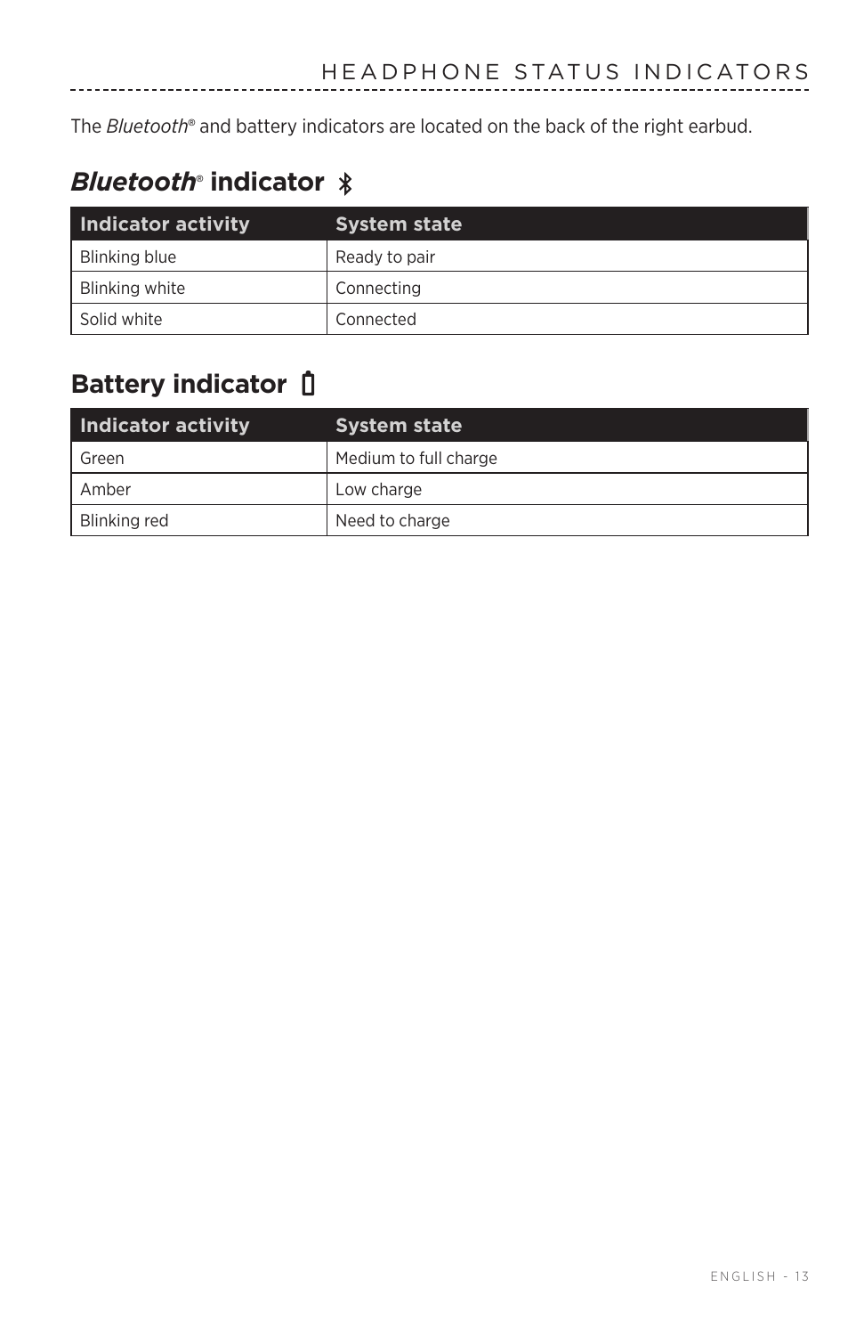# HEADPHONE STATUS INDICATORS

The *Bluetooth*® and battery indicators are located on the back of the right earbud.

## *Bluetooth*® indicator

| Indicator activity | System state |
| --- | --- |
| Blinking blue | Ready to pair |
| Blinking white | Connecting |
| Solid white | Connected |

## Battery indicator

| Indicator activity | System state |
| --- | --- |
| Green | Medium to full charge |
| Amber | Low charge |
| Blinking red | Need to charge |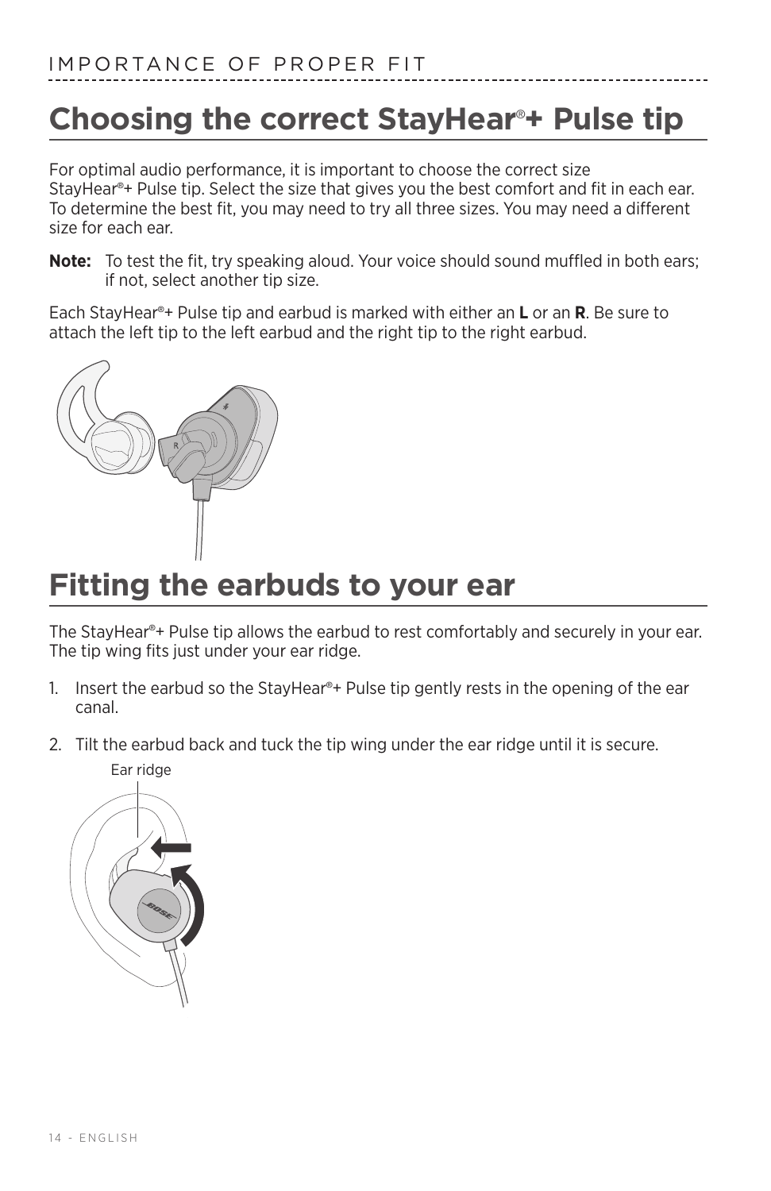## Choosing the correct StayHear®+ Pulse tip

For optimal audio performance, it is important to choose the correct size StayHear®+ Pulse tip. Select the size that gives you the best comfort and fit in each ear. To determine the best fit, you may need to try all three sizes. You may need a different size for each ear.

**Note:** To test the fit, try speaking aloud. Your voice should sound muffled in both ears; if not, select another tip size.

Each StayHear®+ Pulse tip and earbud is marked with either an **L** or an **R**. Be sure to attach the left tip to the left earbud and the right tip to the right earbud.

## Fitting the earbuds to your ear

The StayHear®+ Pulse tip allows the earbud to rest comfortably and securely in your ear. The tip wing fits just under your ear ridge.

1. Insert the earbud so the StayHear®+ Pulse tip gently rests in the opening of the ear canal.
2. Tilt the earbud back and tuck the tip wing under the ear ridge until it is secure.

Ear ridge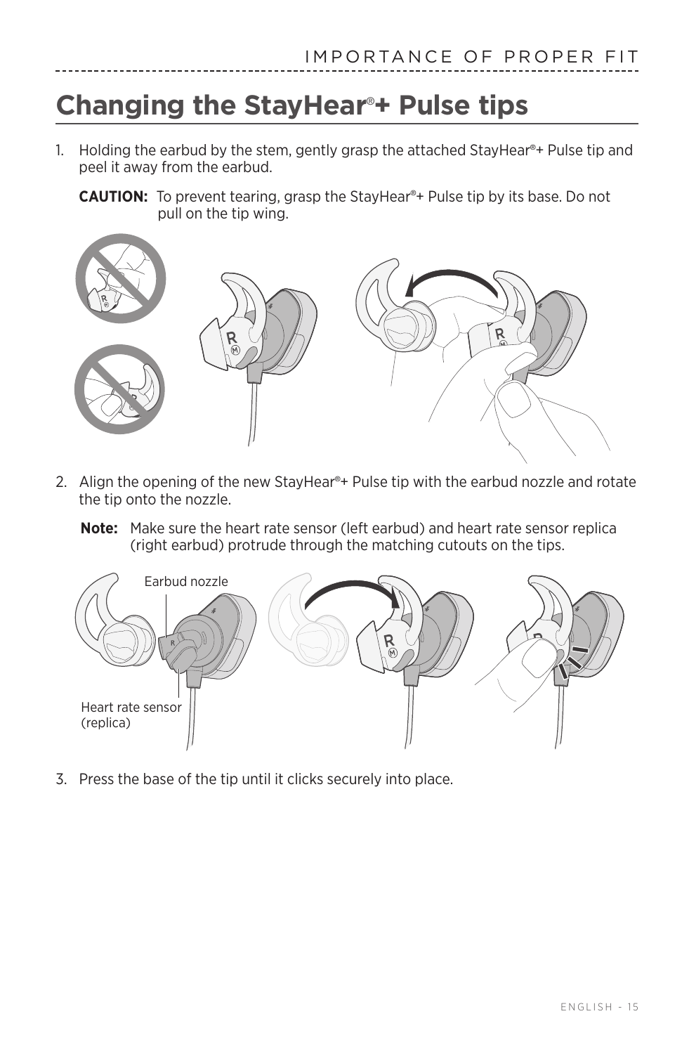# Changing the StayHear®+ Pulse tips

1. Holding the earbud by the stem, gently grasp the attached StayHear®+ Pulse tip and peel it away from the earbud.

   **CAUTION:** To prevent tearing, grasp the StayHear®+ Pulse tip by its base. Do not pull on the tip wing.

2. Align the opening of the new StayHear®+ Pulse tip with the earbud nozzle and rotate the tip onto the nozzle.

   **Note:** Make sure the heart rate sensor (left earbud) and heart rate sensor replica (right earbud) protrude through the matching cutouts on the tips.

   Earbud nozzle

   Heart rate sensor (replica)

3. Press the base of the tip until it clicks securely into place.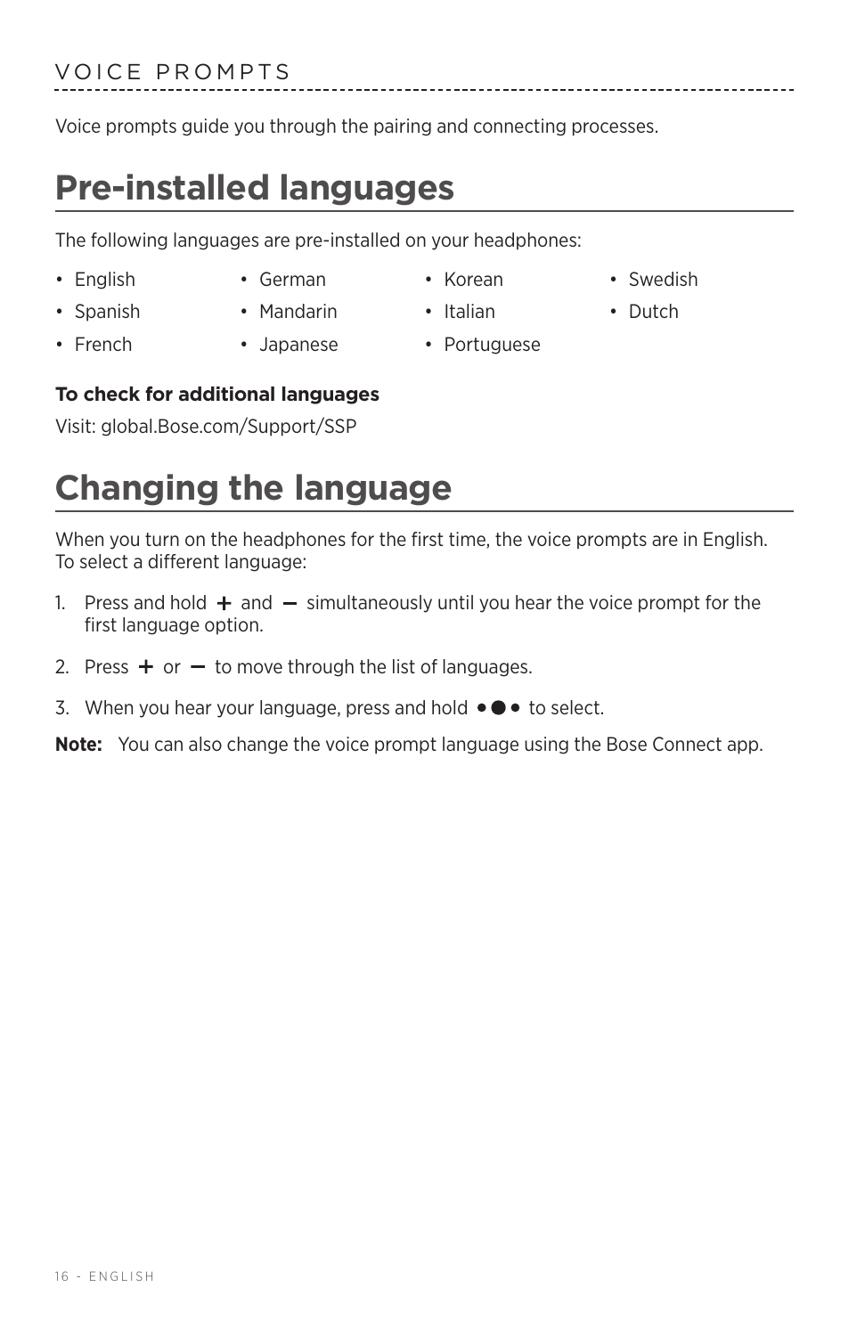VOICE PROMPTS

Voice prompts guide you through the pairing and connecting processes.

# Pre-installed languages

The following languages are pre-installed on your headphones:

- English
- Spanish
- French
- German
- Mandarin
- Japanese
- Korean
- Italian
- Portuguese
- Swedish
- Dutch

**To check for additional languages**

Visit: global.Bose.com/Support/SSP

# Changing the language

When you turn on the headphones for the first time, the voice prompts are in English. To select a different language:

1. Press and hold + and – simultaneously until you hear the voice prompt for the first language option.
2. Press + or – to move through the list of languages.
3. When you hear your language, press and hold •●• to select.

**Note:** You can also change the voice prompt language using the Bose Connect app.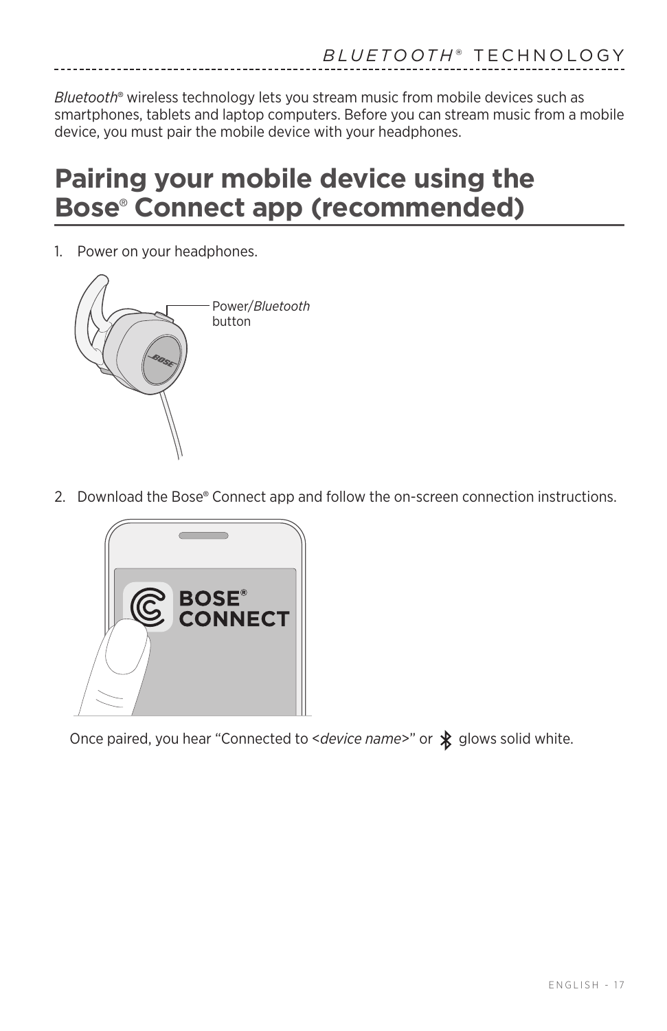*Bluetooth*® wireless technology lets you stream music from mobile devices such as smartphones, tablets and laptop computers. Before you can stream music from a mobile device, you must pair the mobile device with your headphones.

# Pairing your mobile device using the Bose® Connect app (recommended)

1. Power on your headphones.

Power/*Bluetooth* button

2. Download the Bose® Connect app and follow the on-screen connection instructions.

Once paired, you hear "Connected to <*device name*>" or  glows solid white.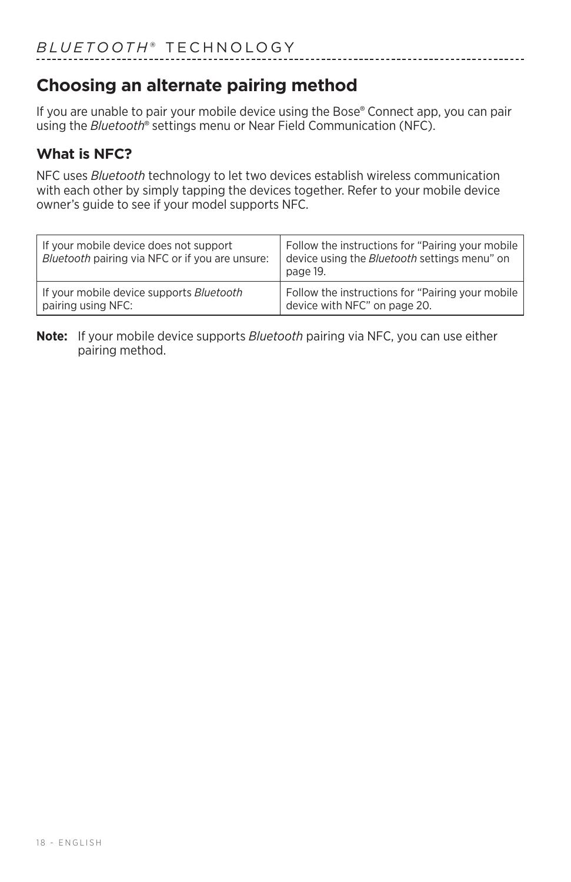## Choosing an alternate pairing method

If you are unable to pair your mobile device using the Bose® Connect app, you can pair using the *Bluetooth*® settings menu or Near Field Communication (NFC).

### What is NFC?

NFC uses *Bluetooth* technology to let two devices establish wireless communication with each other by simply tapping the devices together. Refer to your mobile device owner's guide to see if your model supports NFC.

| | |
|---|---|
| If your mobile device does not support *Bluetooth* pairing via NFC or if you are unsure: | Follow the instructions for "Pairing your mobile device using the *Bluetooth* settings menu" on page 19. |
| If your mobile device supports *Bluetooth* pairing using NFC: | Follow the instructions for "Pairing your mobile device with NFC" on page 20. |

**Note:** If your mobile device supports *Bluetooth* pairing via NFC, you can use either pairing method.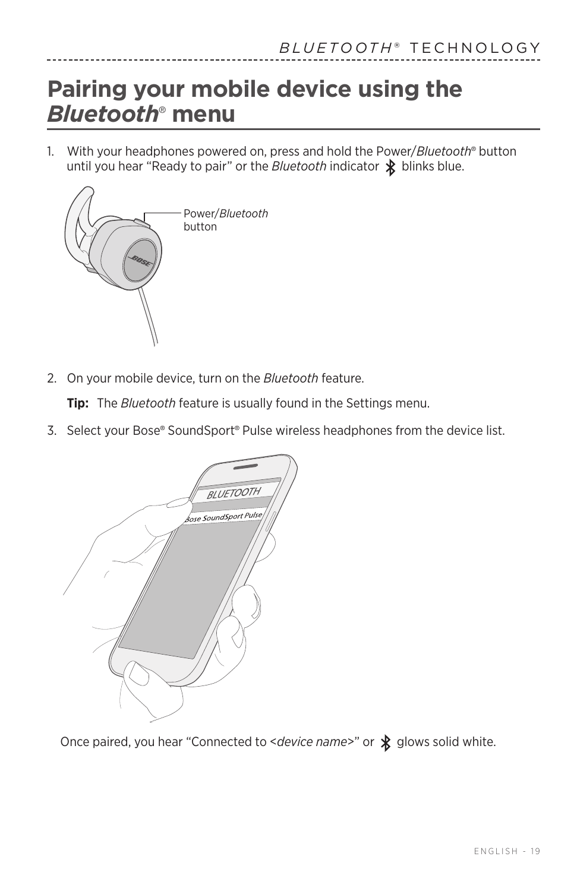# Pairing your mobile device using the *Bluetooth*® menu

1. With your headphones powered on, press and hold the Power/*Bluetooth*® button until you hear "Ready to pair" or the *Bluetooth* indicator blinks blue.

Power/*Bluetooth* button

2. On your mobile device, turn on the *Bluetooth* feature.

   **Tip:** The *Bluetooth* feature is usually found in the Settings menu.

3. Select your Bose® SoundSport® Pulse wireless headphones from the device list.

Once paired, you hear "Connected to <*device name*>" or glows solid white.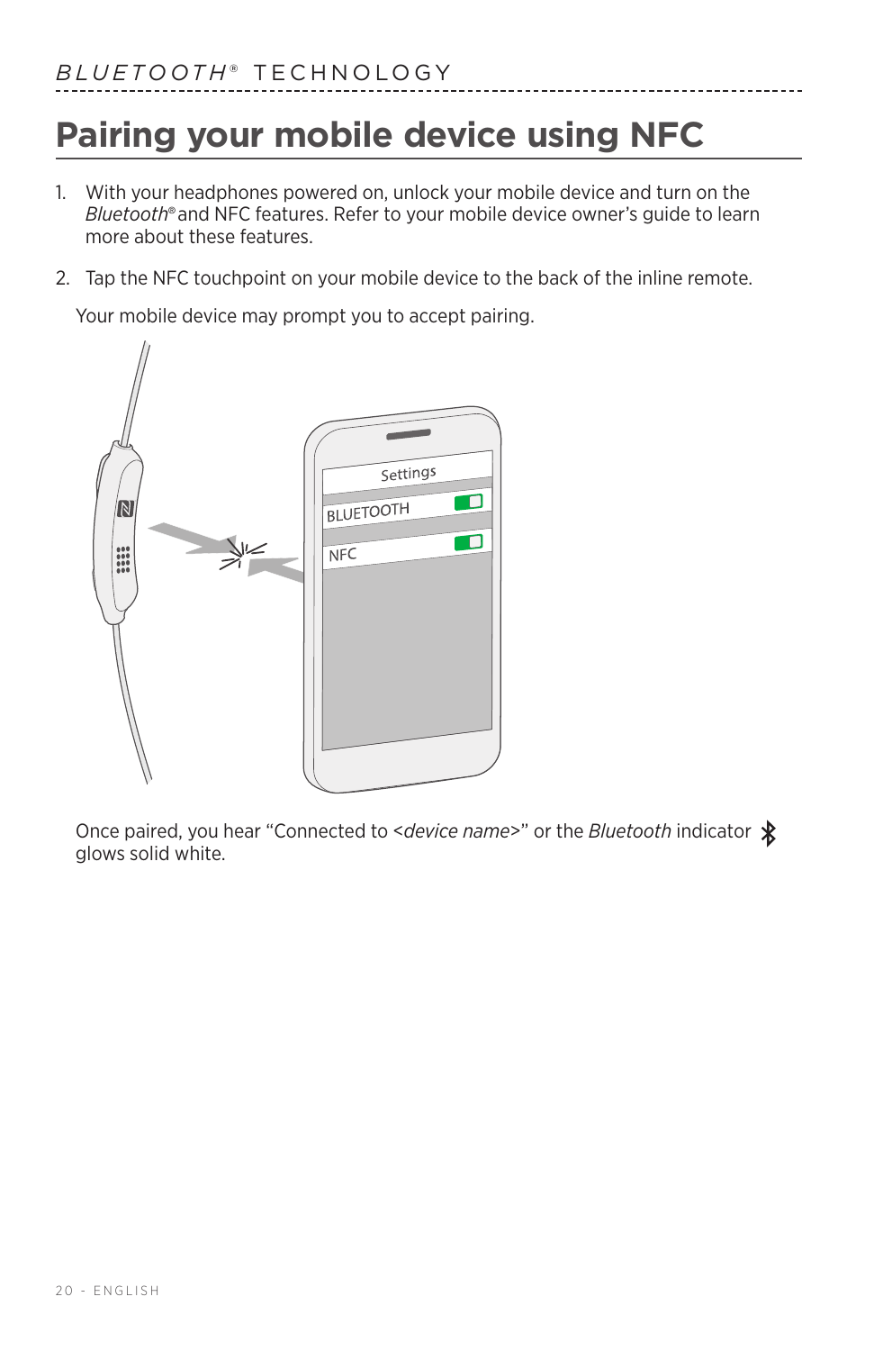# Pairing your mobile device using NFC

1. With your headphones powered on, unlock your mobile device and turn on the *Bluetooth*® and NFC features. Refer to your mobile device owner's guide to learn more about these features.

2. Tap the NFC touchpoint on your mobile device to the back of the inline remote.

   Your mobile device may prompt you to accept pairing.

   Once paired, you hear "Connected to <*device name*>" or the *Bluetooth* indicator glows solid white.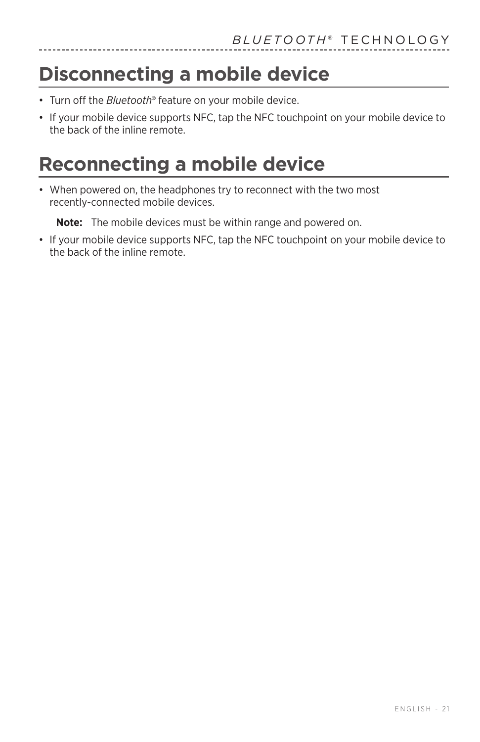# Disconnecting a mobile device

- Turn off the *Bluetooth*® feature on your mobile device.
- If your mobile device supports NFC, tap the NFC touchpoint on your mobile device to the back of the inline remote.

# Reconnecting a mobile device

- When powered on, the headphones try to reconnect with the two most recently-connected mobile devices.

  **Note:** The mobile devices must be within range and powered on.

- If your mobile device supports NFC, tap the NFC touchpoint on your mobile device to the back of the inline remote.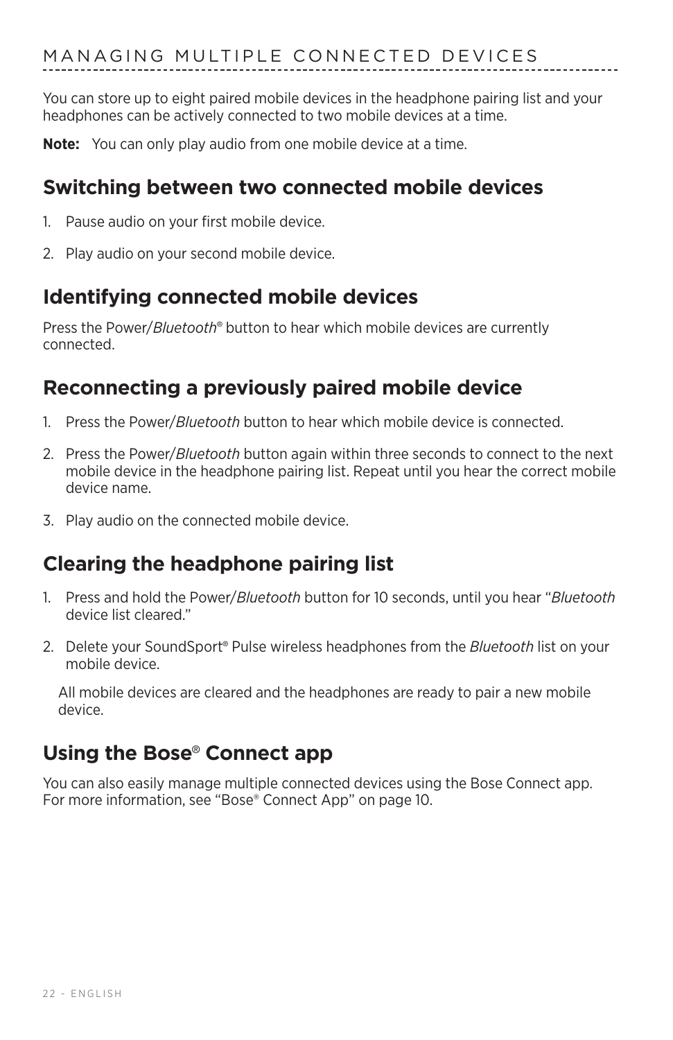# MANAGING MULTIPLE CONNECTED DEVICES

You can store up to eight paired mobile devices in the headphone pairing list and your headphones can be actively connected to two mobile devices at a time.

**Note:** You can only play audio from one mobile device at a time.

## Switching between two connected mobile devices

1. Pause audio on your first mobile device.
2. Play audio on your second mobile device.

## Identifying connected mobile devices

Press the Power/*Bluetooth*® button to hear which mobile devices are currently connected.

## Reconnecting a previously paired mobile device

1. Press the Power/*Bluetooth* button to hear which mobile device is connected.
2. Press the Power/*Bluetooth* button again within three seconds to connect to the next mobile device in the headphone pairing list. Repeat until you hear the correct mobile device name.
3. Play audio on the connected mobile device.

## Clearing the headphone pairing list

1. Press and hold the Power/*Bluetooth* button for 10 seconds, until you hear "*Bluetooth* device list cleared."
2. Delete your SoundSport® Pulse wireless headphones from the *Bluetooth* list on your mobile device.

   All mobile devices are cleared and the headphones are ready to pair a new mobile device.

## Using the Bose® Connect app

You can also easily manage multiple connected devices using the Bose Connect app. For more information, see "Bose® Connect App" on page 10.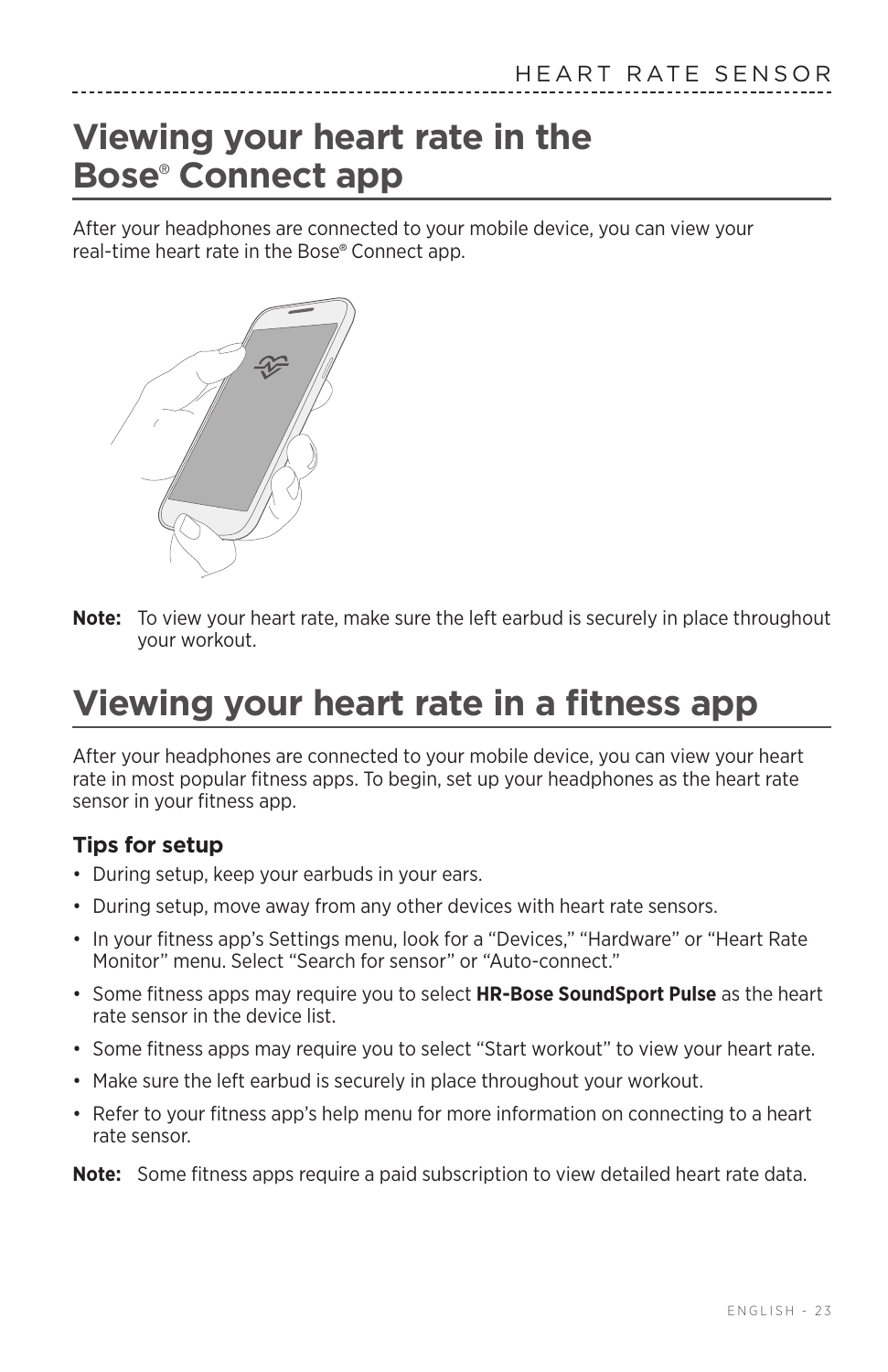# Viewing your heart rate in the Bose® Connect app

After your headphones are connected to your mobile device, you can view your real-time heart rate in the Bose® Connect app.

**Note:** To view your heart rate, make sure the left earbud is securely in place throughout your workout.

# Viewing your heart rate in a fitness app

After your headphones are connected to your mobile device, you can view your heart rate in most popular fitness apps. To begin, set up your headphones as the heart rate sensor in your fitness app.

### Tips for setup

- During setup, keep your earbuds in your ears.
- During setup, move away from any other devices with heart rate sensors.
- In your fitness app's Settings menu, look for a "Devices," "Hardware" or "Heart Rate Monitor" menu. Select "Search for sensor" or "Auto-connect."
- Some fitness apps may require you to select **HR-Bose SoundSport Pulse** as the heart rate sensor in the device list.
- Some fitness apps may require you to select "Start workout" to view your heart rate.
- Make sure the left earbud is securely in place throughout your workout.
- Refer to your fitness app's help menu for more information on connecting to a heart rate sensor.

**Note:** Some fitness apps require a paid subscription to view detailed heart rate data.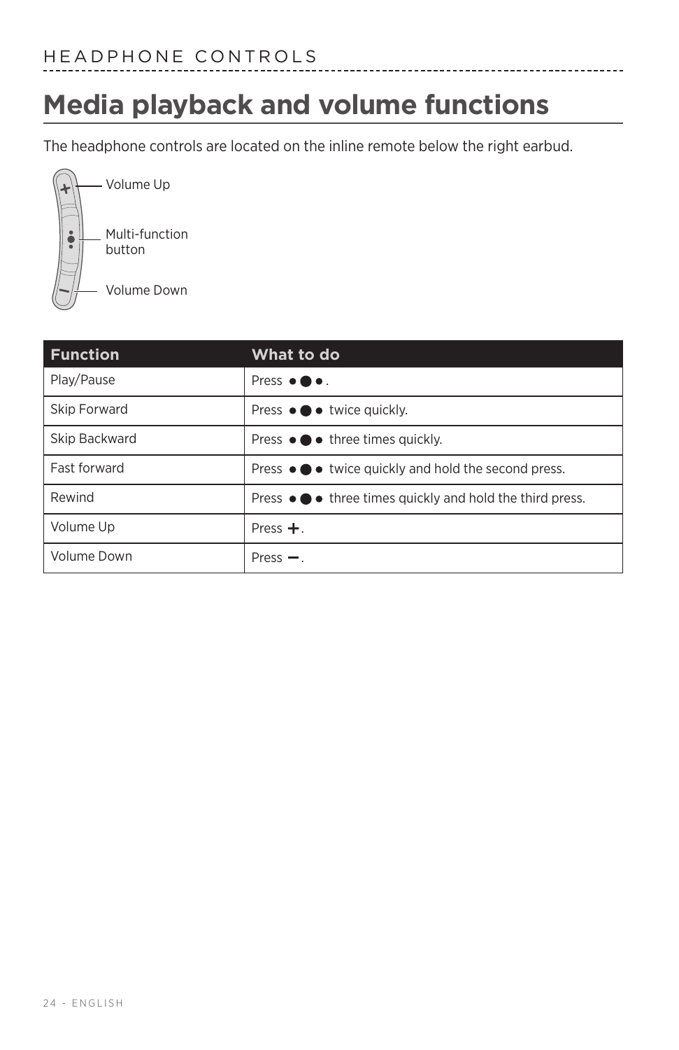HEADPHONE CONTROLS

# Media playback and volume functions

The headphone controls are located on the inline remote below the right earbud.

Volume Up

Multi-function button

Volume Down

| Function | What to do |
|---|---|
| Play/Pause | Press ●⬤●. |
| Skip Forward | Press ●⬤● twice quickly. |
| Skip Backward | Press ●⬤● three times quickly. |
| Fast forward | Press ●⬤● twice quickly and hold the second press. |
| Rewind | Press ●⬤● three times quickly and hold the third press. |
| Volume Up | Press +. |
| Volume Down | Press –. |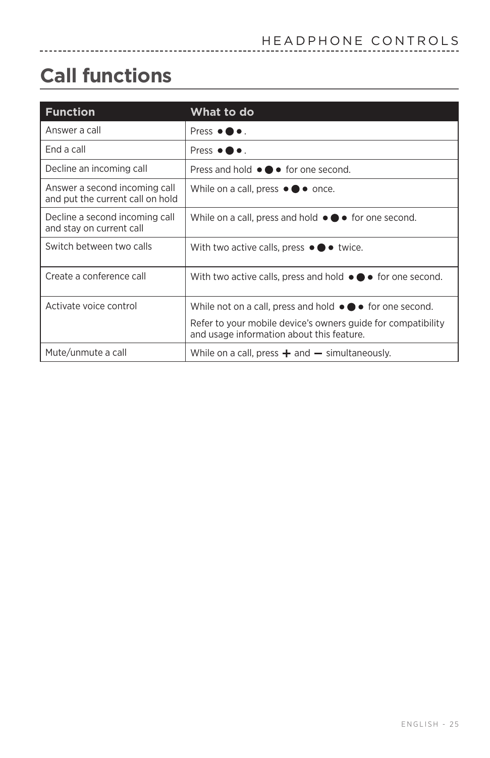# Call functions

| Function | What to do |
| --- | --- |
| Answer a call | Press ●⬤●. |
| End a call | Press ●⬤●. |
| Decline an incoming call | Press and hold ●⬤● for one second. |
| Answer a second incoming call and put the current call on hold | While on a call, press ●⬤● once. |
| Decline a second incoming call and stay on current call | While on a call, press and hold ●⬤● for one second. |
| Switch between two calls | With two active calls, press ●⬤● twice. |
| Create a conference call | With two active calls, press and hold ●⬤● for one second. |
| Activate voice control | While not on a call, press and hold ●⬤● for one second. Refer to your mobile device's owners guide for compatibility and usage information about this feature. |
| Mute/unmute a call | While on a call, press + and – simultaneously. |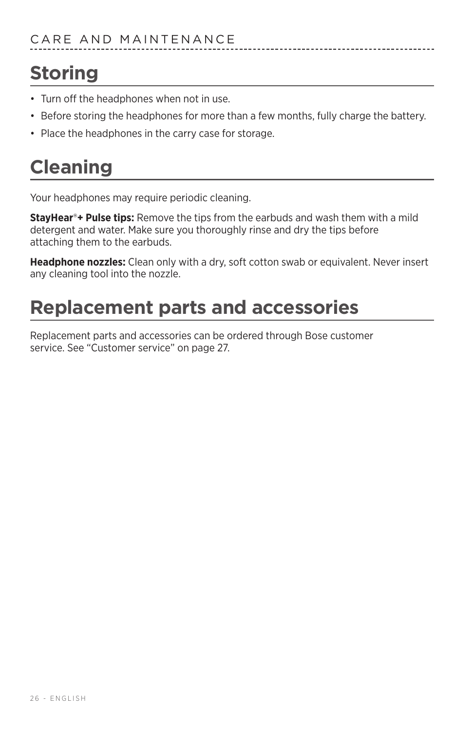# Storing

- Turn off the headphones when not in use.
- Before storing the headphones for more than a few months, fully charge the battery.
- Place the headphones in the carry case for storage.

# Cleaning

Your headphones may require periodic cleaning.

**StayHear®+ Pulse tips:** Remove the tips from the earbuds and wash them with a mild detergent and water. Make sure you thoroughly rinse and dry the tips before attaching them to the earbuds.

**Headphone nozzles:** Clean only with a dry, soft cotton swab or equivalent. Never insert any cleaning tool into the nozzle.

# Replacement parts and accessories

Replacement parts and accessories can be ordered through Bose customer service. See "Customer service" on page 27.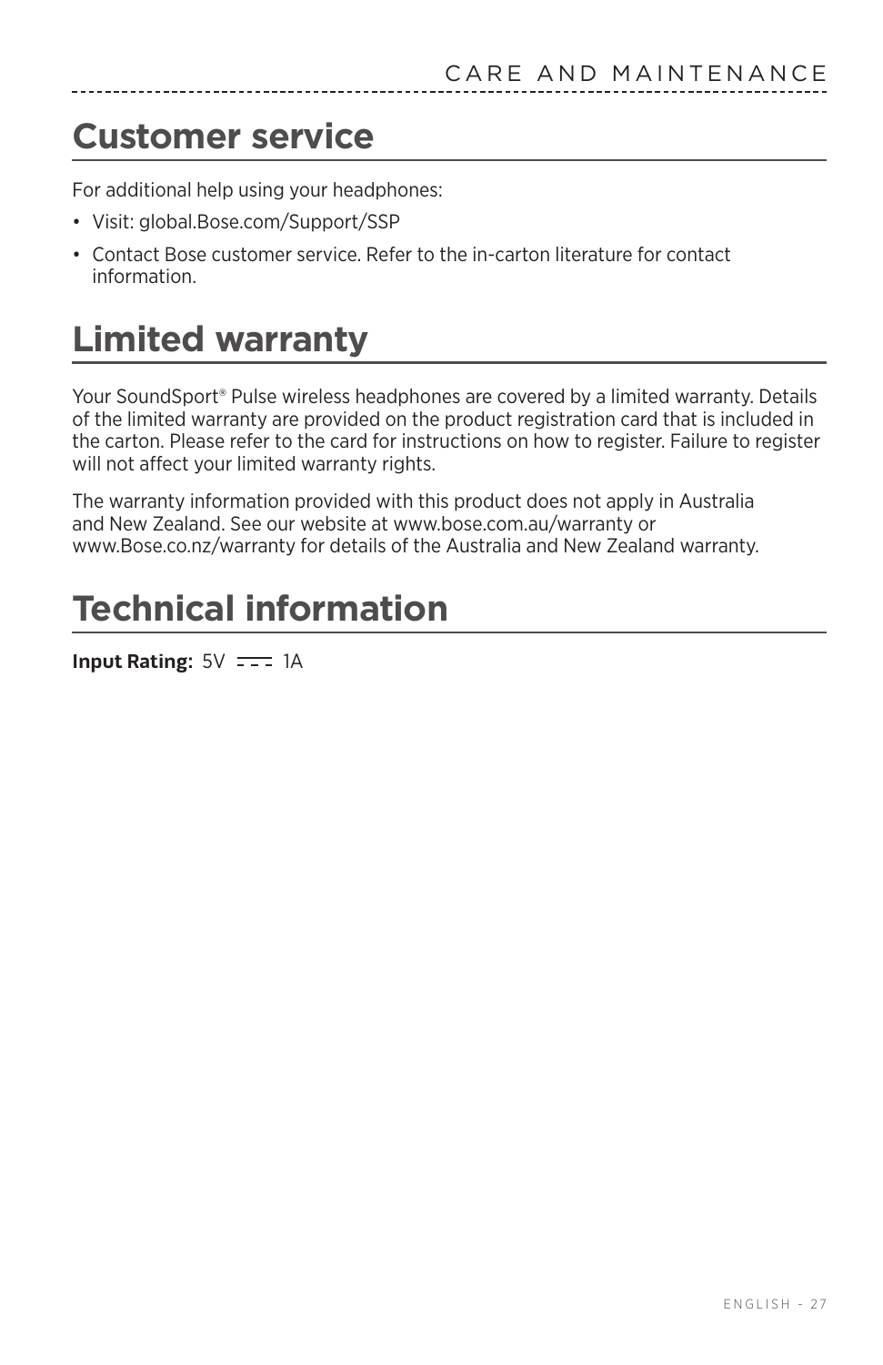# Customer service

For additional help using your headphones:

- Visit: global.Bose.com/Support/SSP
- Contact Bose customer service. Refer to the in-carton literature for contact information.

# Limited warranty

Your SoundSport® Pulse wireless headphones are covered by a limited warranty. Details of the limited warranty are provided on the product registration card that is included in the carton. Please refer to the card for instructions on how to register. Failure to register will not affect your limited warranty rights.

The warranty information provided with this product does not apply in Australia and New Zealand. See our website at www.bose.com.au/warranty or www.Bose.co.nz/warranty for details of the Australia and New Zealand warranty.

# Technical information

**Input Rating:** 5V ⎓ 1A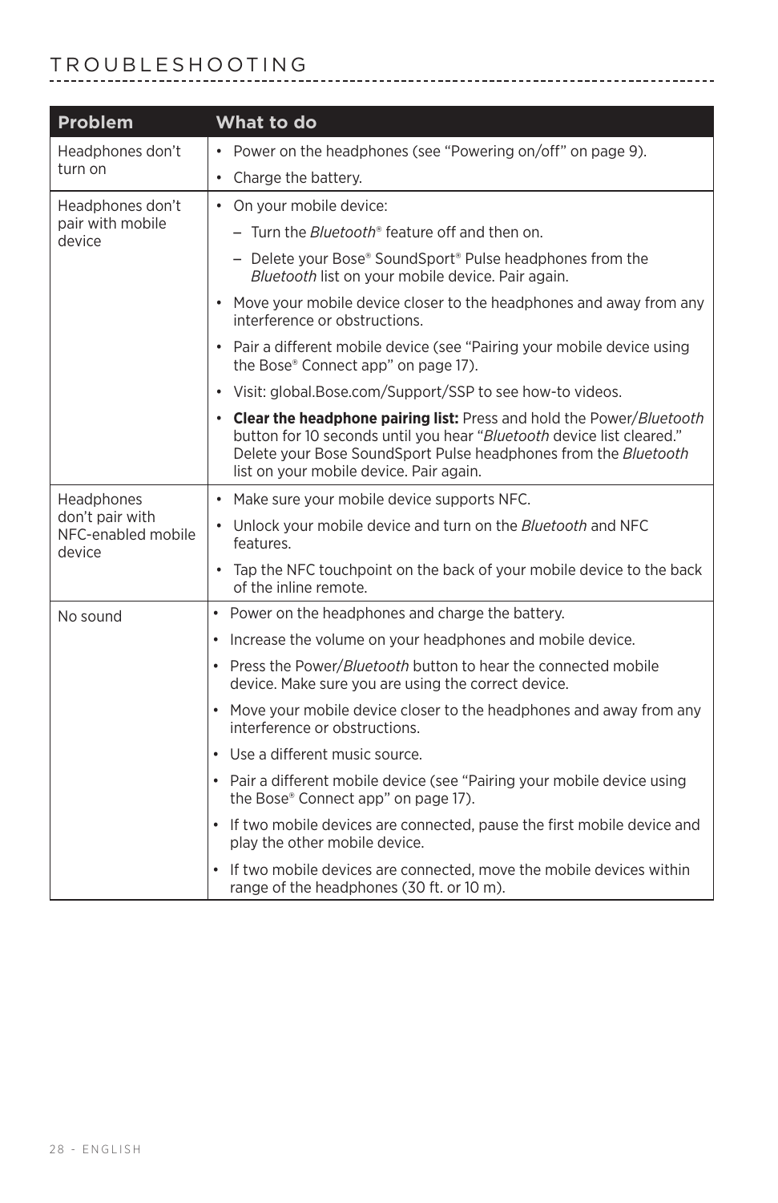# TROUBLESHOOTING

| Problem | What to do |
|---|---|
| Headphones don't turn on | • Power on the headphones (see "Powering on/off" on page 9).<br>• Charge the battery. |
| Headphones don't pair with mobile device | • On your mobile device:<br>– Turn the *Bluetooth*® feature off and then on.<br>– Delete your Bose® SoundSport® Pulse headphones from the *Bluetooth* list on your mobile device. Pair again.<br>• Move your mobile device closer to the headphones and away from any interference or obstructions.<br>• Pair a different mobile device (see "Pairing your mobile device using the Bose® Connect app" on page 17).<br>• Visit: global.Bose.com/Support/SSP to see how-to videos.<br>• **Clear the headphone pairing list:** Press and hold the Power/*Bluetooth* button for 10 seconds until you hear "*Bluetooth* device list cleared." Delete your Bose SoundSport Pulse headphones from the *Bluetooth* list on your mobile device. Pair again. |
| Headphones don't pair with NFC-enabled mobile device | • Make sure your mobile device supports NFC.<br>• Unlock your mobile device and turn on the *Bluetooth* and NFC features.<br>• Tap the NFC touchpoint on the back of your mobile device to the back of the inline remote. |
| No sound | • Power on the headphones and charge the battery.<br>• Increase the volume on your headphones and mobile device.<br>• Press the Power/*Bluetooth* button to hear the connected mobile device. Make sure you are using the correct device.<br>• Move your mobile device closer to the headphones and away from any interference or obstructions.<br>• Use a different music source.<br>• Pair a different mobile device (see "Pairing your mobile device using the Bose® Connect app" on page 17).<br>• If two mobile devices are connected, pause the first mobile device and play the other mobile device.<br>• If two mobile devices are connected, move the mobile devices within range of the headphones (30 ft. or 10 m). |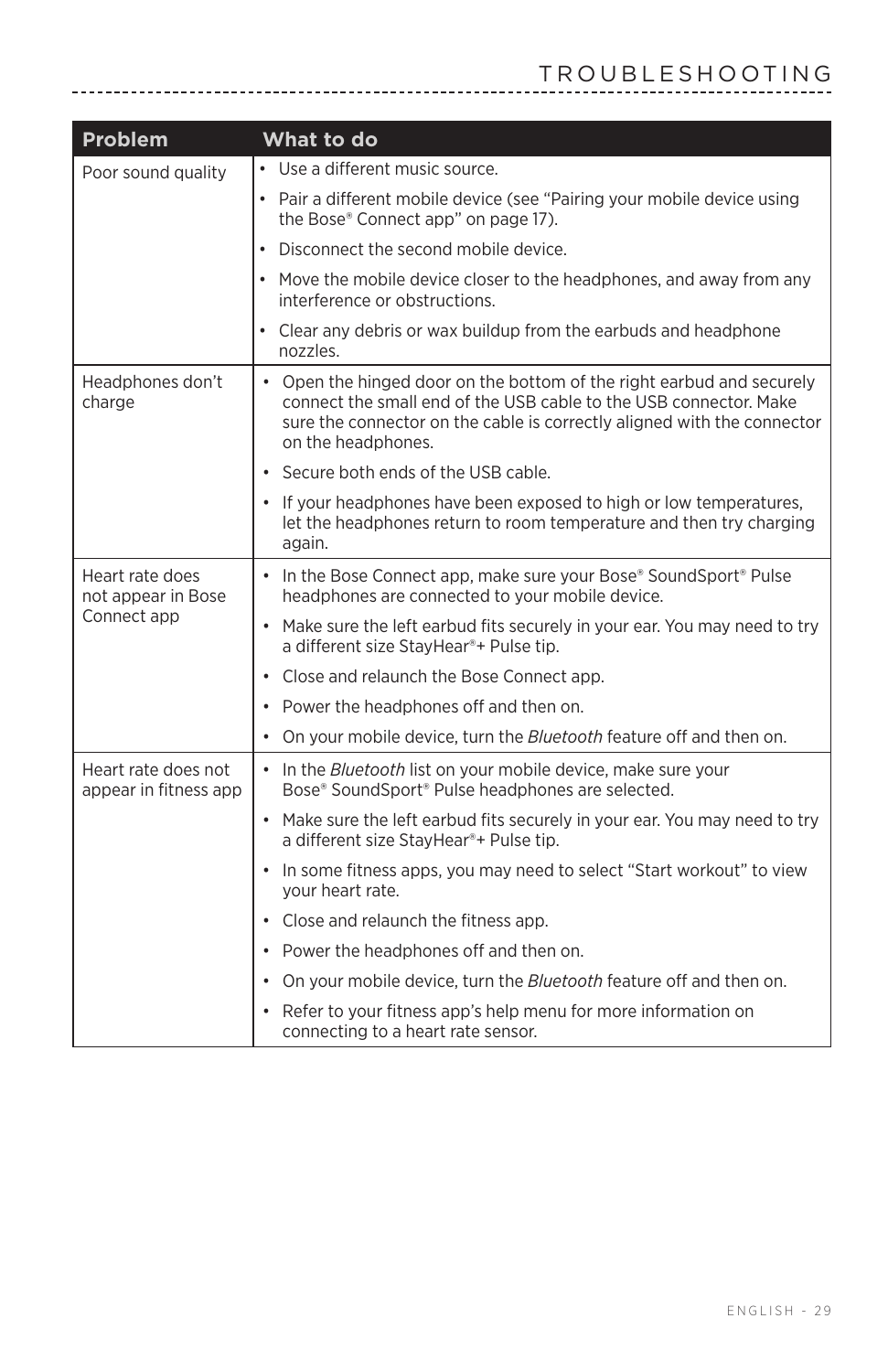# TROUBLESHOOTING

| Problem | What to do |
|---|---|
| Poor sound quality | • Use a different music source.<br>• Pair a different mobile device (see “Pairing your mobile device using the Bose® Connect app” on page 17).<br>• Disconnect the second mobile device.<br>• Move the mobile device closer to the headphones, and away from any interference or obstructions.<br>• Clear any debris or wax buildup from the earbuds and headphone nozzles. |
| Headphones don’t charge | • Open the hinged door on the bottom of the right earbud and securely connect the small end of the USB cable to the USB connector. Make sure the connector on the cable is correctly aligned with the connector on the headphones.<br>• Secure both ends of the USB cable.<br>• If your headphones have been exposed to high or low temperatures, let the headphones return to room temperature and then try charging again. |
| Heart rate does not appear in Bose Connect app | • In the Bose Connect app, make sure your Bose® SoundSport® Pulse headphones are connected to your mobile device.<br>• Make sure the left earbud fits securely in your ear. You may need to try a different size StayHear®+ Pulse tip.<br>• Close and relaunch the Bose Connect app.<br>• Power the headphones off and then on.<br>• On your mobile device, turn the *Bluetooth* feature off and then on. |
| Heart rate does not appear in fitness app | • In the *Bluetooth* list on your mobile device, make sure your Bose® SoundSport® Pulse headphones are selected.<br>• Make sure the left earbud fits securely in your ear. You may need to try a different size StayHear®+ Pulse tip.<br>• In some fitness apps, you may need to select “Start workout” to view your heart rate.<br>• Close and relaunch the fitness app.<br>• Power the headphones off and then on.<br>• On your mobile device, turn the *Bluetooth* feature off and then on.<br>• Refer to your fitness app’s help menu for more information on connecting to a heart rate sensor. |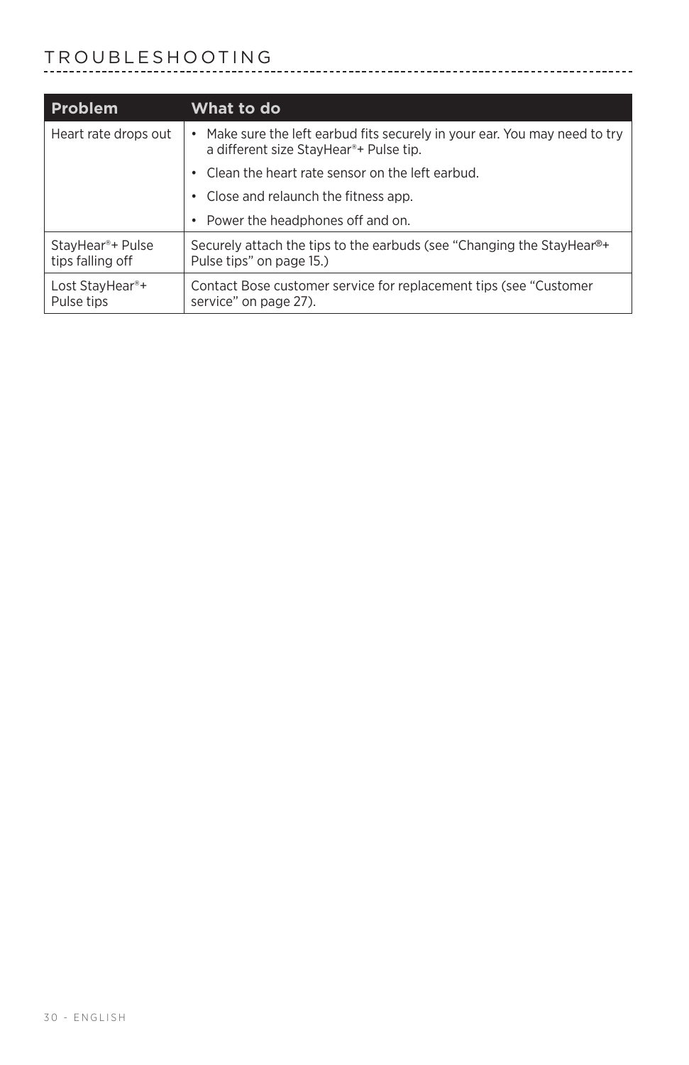# TROUBLESHOOTING

| Problem | What to do |
| --- | --- |
| Heart rate drops out | • Make sure the left earbud fits securely in your ear. You may need to try a different size StayHear®+ Pulse tip.<br>• Clean the heart rate sensor on the left earbud.<br>• Close and relaunch the fitness app.<br>• Power the headphones off and on. |
| StayHear®+ Pulse tips falling off | Securely attach the tips to the earbuds (see "Changing the StayHear®+ Pulse tips" on page 15.) |
| Lost StayHear®+ Pulse tips | Contact Bose customer service for replacement tips (see "Customer service" on page 27). |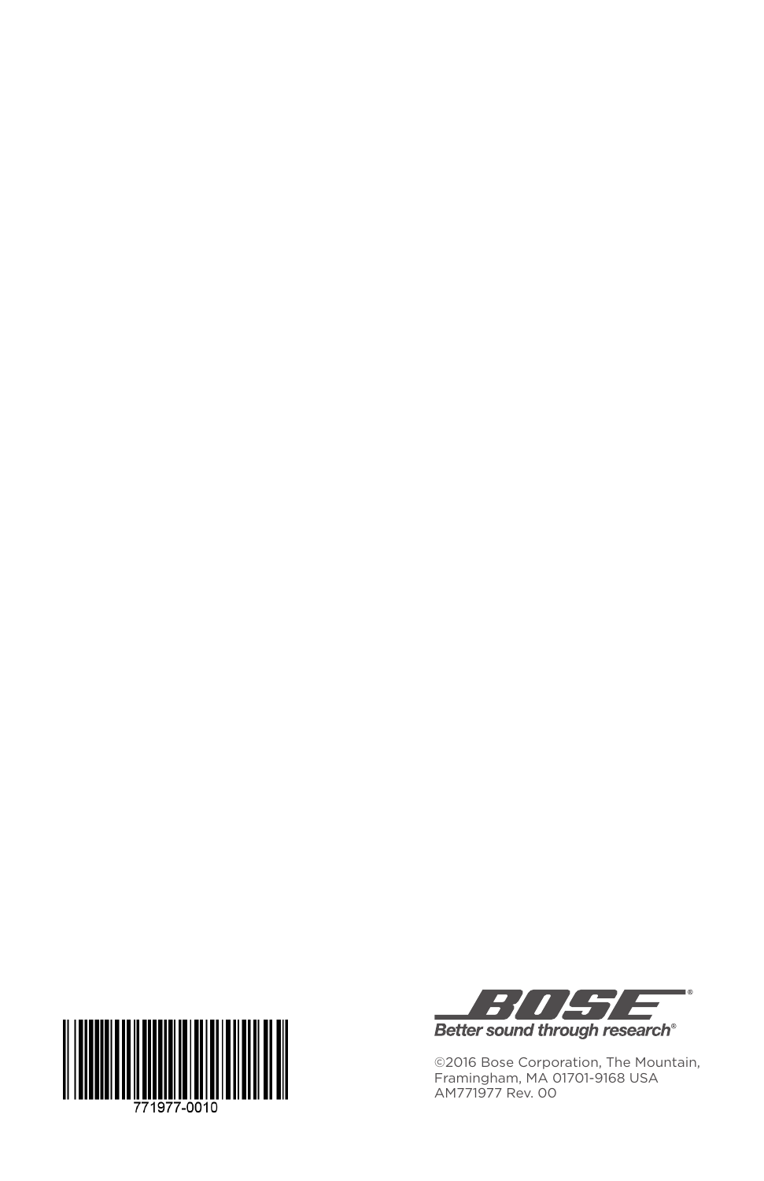771977-0010

BOSE®

Better sound through research®

©2016 Bose Corporation, The Mountain,
Framingham, MA 01701-9168 USA
AM771977 Rev. 00